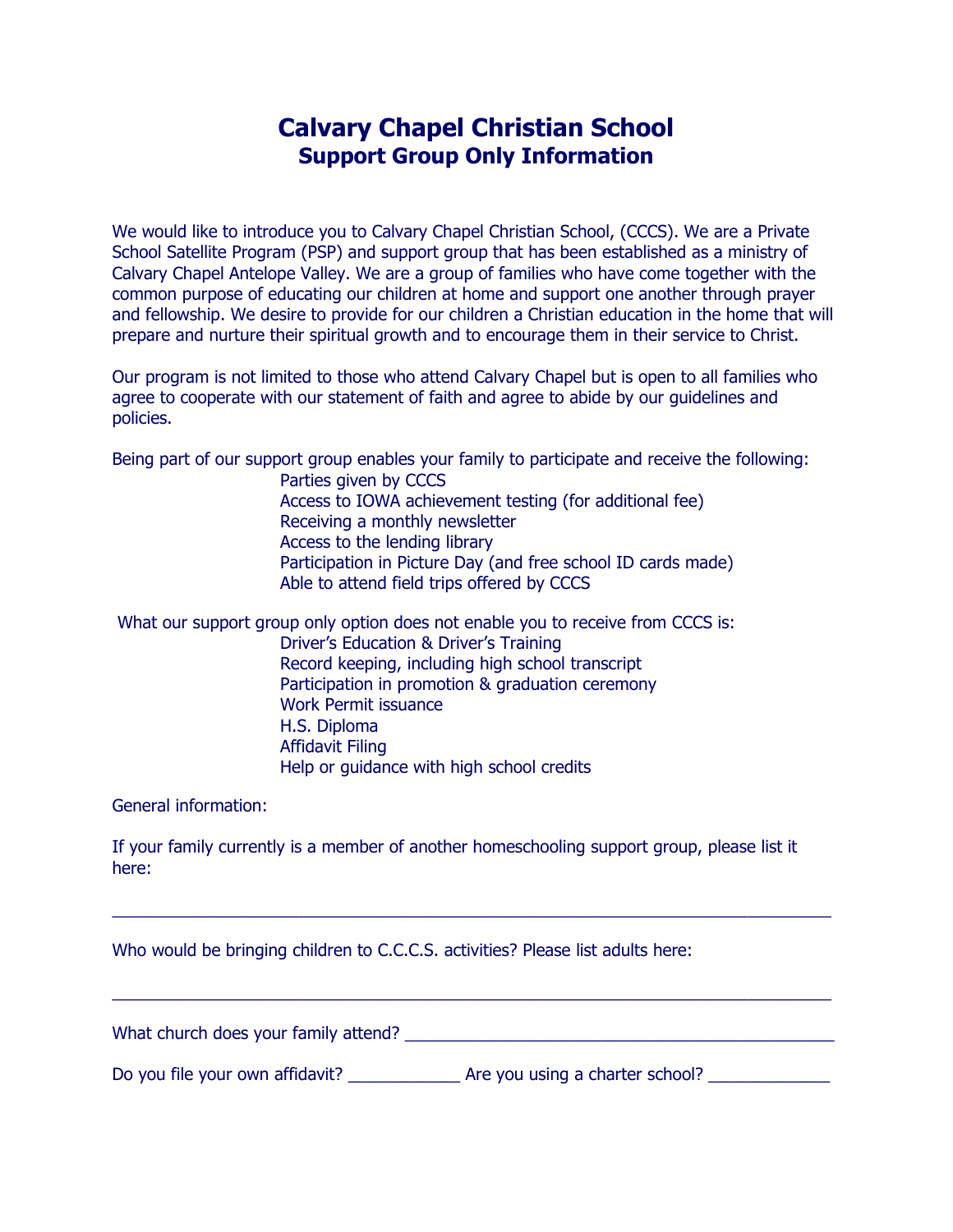# Calvary Chapel Christian School
## Support Group Only Information

We would like to introduce you to Calvary Chapel Christian School, (CCCS). We are a Private School Satellite Program (PSP) and support group that has been established as a ministry of Calvary Chapel Antelope Valley. We are a group of families who have come together with the common purpose of educating our children at home and support one another through prayer and fellowship. We desire to provide for our children a Christian education in the home that will prepare and nurture their spiritual growth and to encourage them in their service to Christ.

Our program is not limited to those who attend Calvary Chapel but is open to all families who agree to cooperate with our statement of faith and agree to abide by our guidelines and policies.

Being part of our support group enables your family to participate and receive the following:

- Parties given by CCCS
- Access to IOWA achievement testing (for additional fee)
- Receiving a monthly newsletter
- Access to the lending library
- Participation in Picture Day (and free school ID cards made)
- Able to attend field trips offered by CCCS

What our support group only option does not enable you to receive from CCCS is:

- Driver's Education & Driver's Training
- Record keeping, including high school transcript
- Participation in promotion & graduation ceremony
- Work Permit issuance
- H.S. Diploma
- Affidavit Filing
- Help or guidance with high school credits

General information:

If your family currently is a member of another homeschooling support group, please list it here:

___________________________________________________________________________

Who would be bringing children to C.C.C.S. activities? Please list adults here:

___________________________________________________________________________

What church does your family attend? _________________________________________

Do you file your own affidavit? ____________ Are you using a charter school? _____________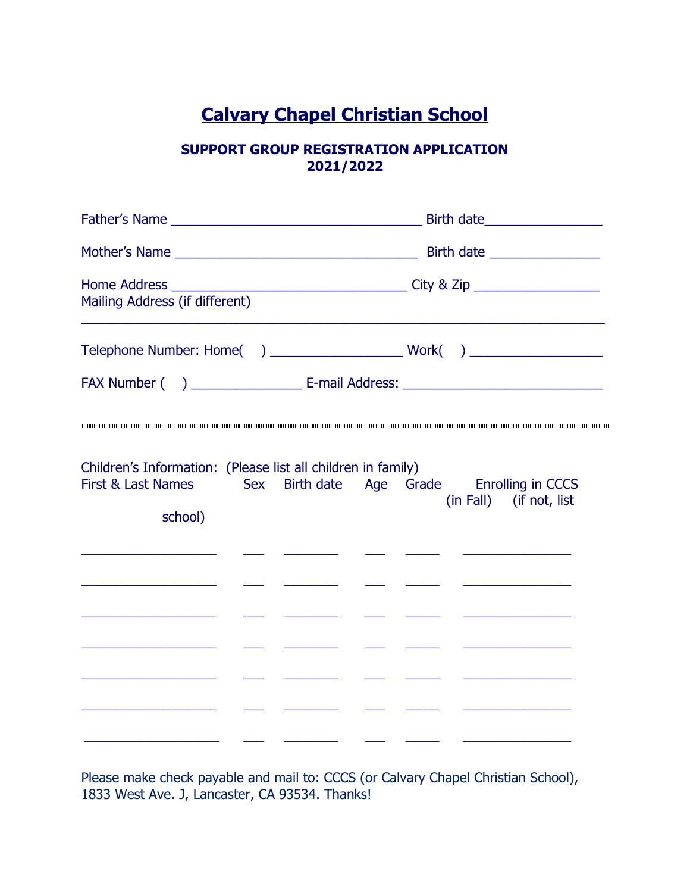# Calvary Chapel Christian School

### SUPPORT GROUP REGISTRATION APPLICATION 2021/2022

Father's Name ________________________________ Birth date_______________

Mother's Name ________________________________ Birth date _______________

Home Address ______________________________ City & Zip ________________

Mailing Address (if different)

_____________________________________________________________________

Telephone Number: Home(    ) _________________ Work(    ) _________________

FAX Number (    ) ______________ E-mail Address: _________________________

---

Children's Information: (Please list all children in family)

| First & Last Names | Sex | Birth date | Age | Grade (in Fall) | Enrolling in CCCS (if not, list school) |
|---|---|---|---|---|---|
| | | | | | |
| | | | | | |
| | | | | | |
| | | | | | |
| | | | | | |
| | | | | | |
| | | | | | |

Please make check payable and mail to: CCCS (or Calvary Chapel Christian School), 1833 West Ave. J, Lancaster, CA 93534. Thanks!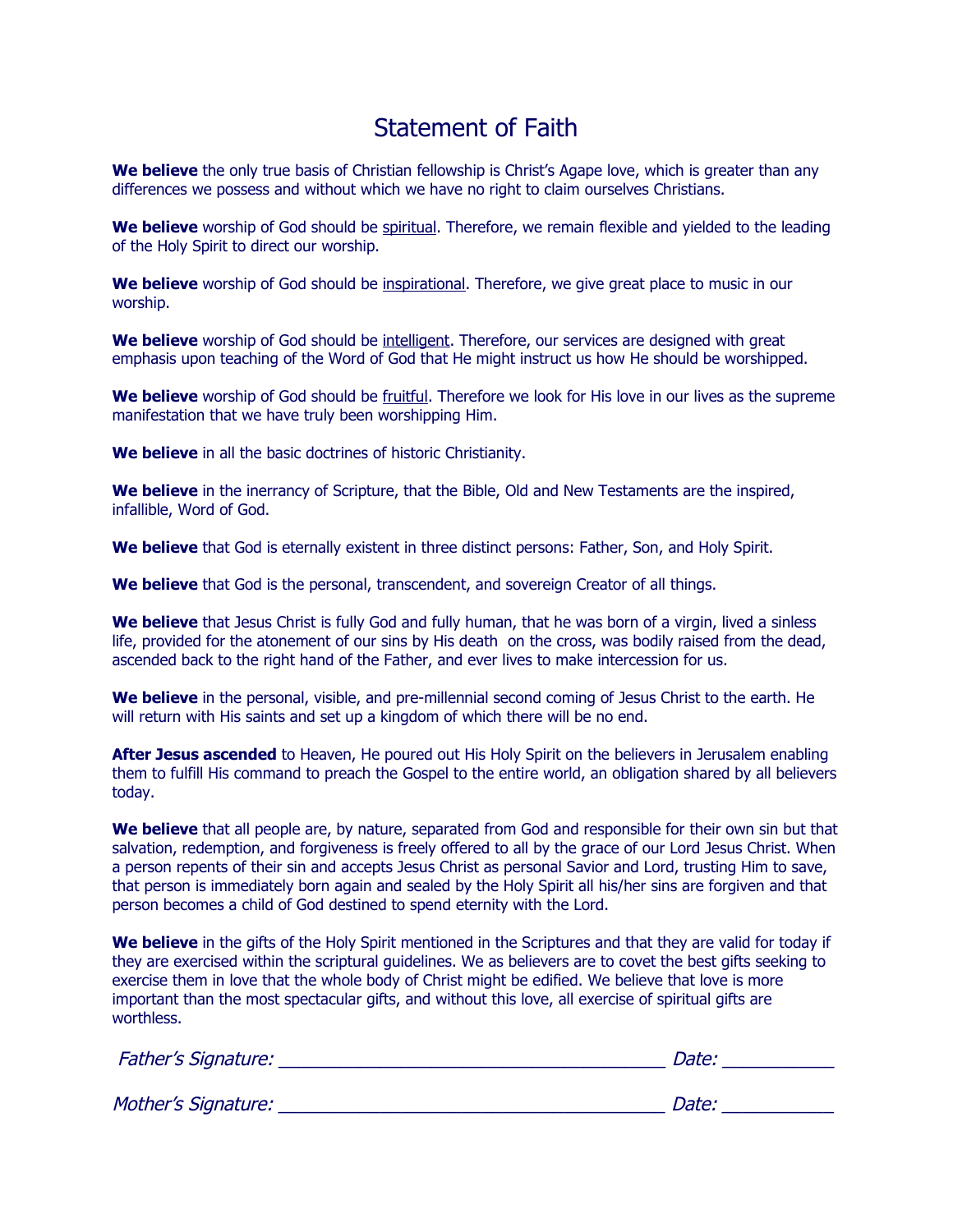# Statement of Faith

**We believe** the only true basis of Christian fellowship is Christ's Agape love, which is greater than any differences we possess and without which we have no right to claim ourselves Christians.

**We believe** worship of God should be <u>spiritual</u>. Therefore, we remain flexible and yielded to the leading of the Holy Spirit to direct our worship.

**We believe** worship of God should be <u>inspirational</u>. Therefore, we give great place to music in our worship.

**We believe** worship of God should be <u>intelligent</u>. Therefore, our services are designed with great emphasis upon teaching of the Word of God that He might instruct us how He should be worshipped.

**We believe** worship of God should be <u>fruitful</u>. Therefore we look for His love in our lives as the supreme manifestation that we have truly been worshipping Him.

**We believe** in all the basic doctrines of historic Christianity.

**We believe** in the inerrancy of Scripture, that the Bible, Old and New Testaments are the inspired, infallible, Word of God.

**We believe** that God is eternally existent in three distinct persons: Father, Son, and Holy Spirit.

**We believe** that God is the personal, transcendent, and sovereign Creator of all things.

**We believe** that Jesus Christ is fully God and fully human, that he was born of a virgin, lived a sinless life, provided for the atonement of our sins by His death on the cross, was bodily raised from the dead, ascended back to the right hand of the Father, and ever lives to make intercession for us.

**We believe** in the personal, visible, and pre-millennial second coming of Jesus Christ to the earth. He will return with His saints and set up a kingdom of which there will be no end.

**After Jesus ascended** to Heaven, He poured out His Holy Spirit on the believers in Jerusalem enabling them to fulfill His command to preach the Gospel to the entire world, an obligation shared by all believers today.

**We believe** that all people are, by nature, separated from God and responsible for their own sin but that salvation, redemption, and forgiveness is freely offered to all by the grace of our Lord Jesus Christ. When a person repents of their sin and accepts Jesus Christ as personal Savior and Lord, trusting Him to save, that person is immediately born again and sealed by the Holy Spirit all his/her sins are forgiven and that person becomes a child of God destined to spend eternity with the Lord.

**We believe** in the gifts of the Holy Spirit mentioned in the Scriptures and that they are valid for today if they are exercised within the scriptural guidelines. We as believers are to covet the best gifts seeking to exercise them in love that the whole body of Christ might be edified. We believe that love is more important than the most spectacular gifts, and without this love, all exercise of spiritual gifts are worthless.

*Father's Signature:* ______________________________________ *Date:* ___________

*Mother's Signature:* ______________________________________ *Date:* ___________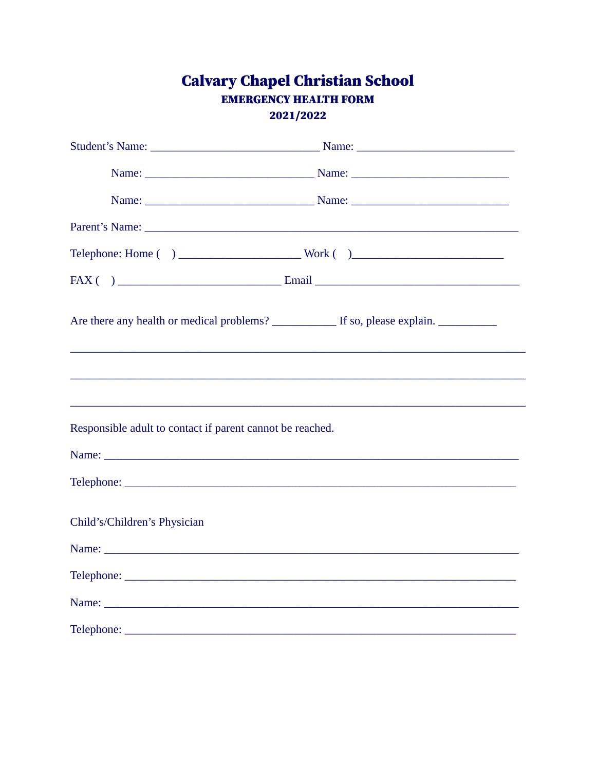# Calvary Chapel Christian School

## EMERGENCY HEALTH FORM

## 2021/2022

Student's Name: ____________________________ Name: __________________________

Name: ____________________________ Name: __________________________

Name: ____________________________ Name: __________________________

Parent's Name: ______________________________________________________________

Telephone: Home (    ) ____________________ Work (    )_________________________

FAX (    ) __________________________ Email __________________________________

Are there any health or medical problems? __________ If so, please explain. _________

___________________________________________________________________________

___________________________________________________________________________

___________________________________________________________________________

Responsible adult to contact if parent cannot be reached.

Name: ______________________________________________________________________

Telephone: __________________________________________________________________

Child's/Children's Physician

Name: ______________________________________________________________________

Telephone: __________________________________________________________________

Name: ______________________________________________________________________

Telephone: __________________________________________________________________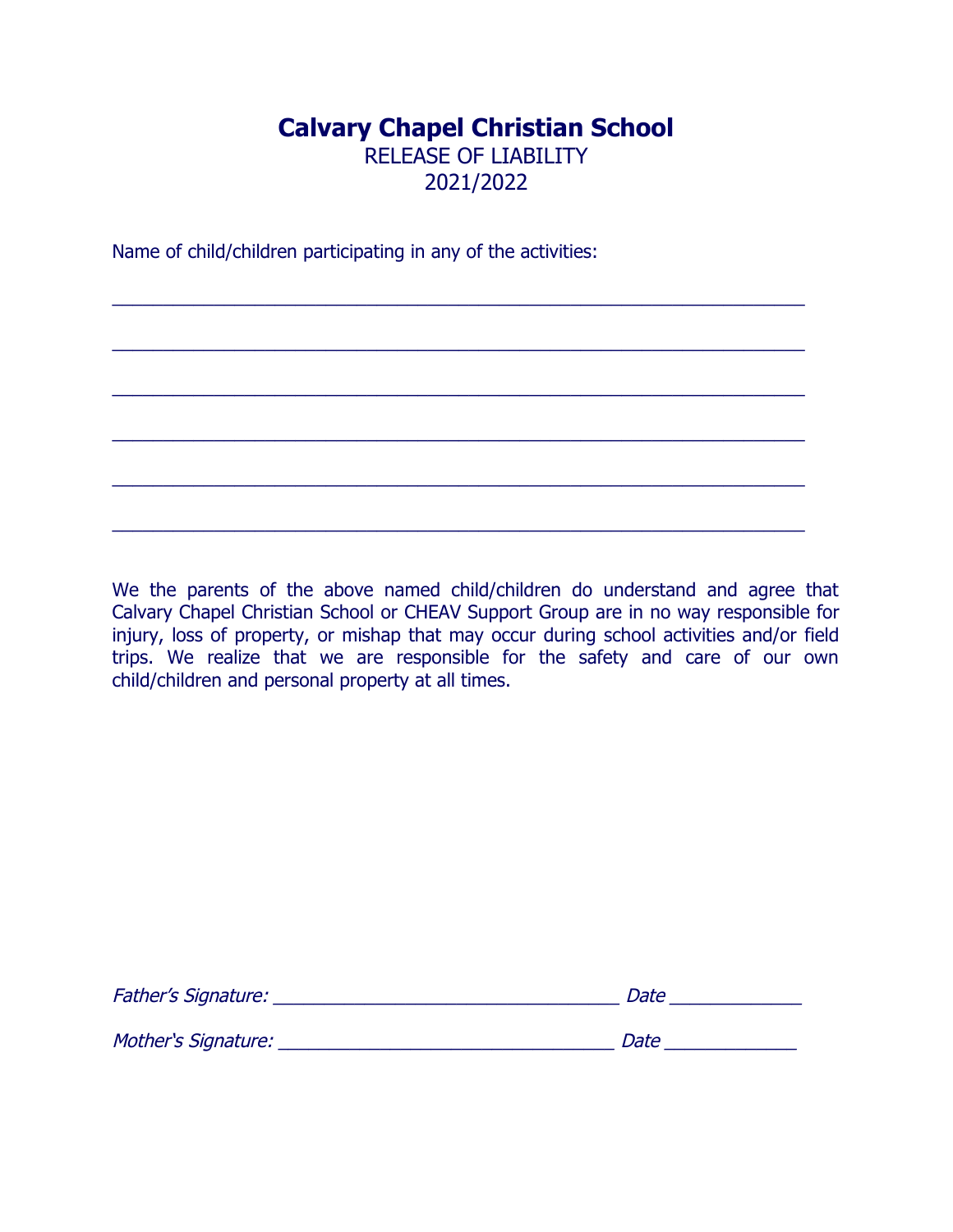# Calvary Chapel Christian School

RELEASE OF LIABILITY

2021/2022

Name of child/children participating in any of the activities:

_______________________________________________________________

_______________________________________________________________

_______________________________________________________________

_______________________________________________________________

_______________________________________________________________

_______________________________________________________________

We the parents of the above named child/children do understand and agree that Calvary Chapel Christian School or CHEAV Support Group are in no way responsible for injury, loss of property, or mishap that may occur during school activities and/or field trips. We realize that we are responsible for the safety and care of our own child/children and personal property at all times.

*Father's Signature:* _________________________________ *Date* ____________

*Mother's Signature:* ________________________________ *Date* ____________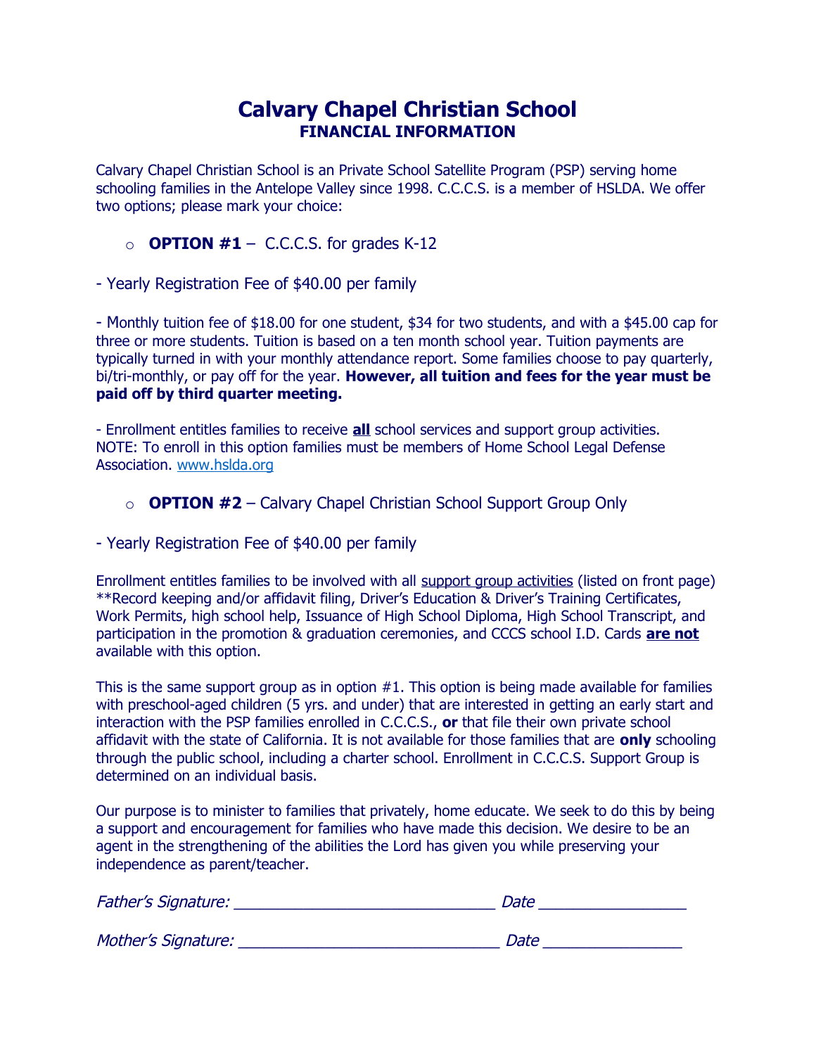# Calvary Chapel Christian School
## FINANCIAL INFORMATION

Calvary Chapel Christian School is an Private School Satellite Program (PSP) serving home schooling families in the Antelope Valley since 1998. C.C.C.S. is a member of HSLDA. We offer two options; please mark your choice:

- ○ **OPTION #1** – C.C.C.S. for grades K-12

- Yearly Registration Fee of $40.00 per family

- Monthly tuition fee of $18.00 for one student, $34 for two students, and with a $45.00 cap for three or more students. Tuition is based on a ten month school year. Tuition payments are typically turned in with your monthly attendance report. Some families choose to pay quarterly, bi/tri-monthly, or pay off for the year. **However, all tuition and fees for the year must be paid off by third quarter meeting.**

- Enrollment entitles families to receive <u>**all**</u> school services and support group activities. NOTE: To enroll in this option families must be members of Home School Legal Defense Association. www.hslda.org

- ○ **OPTION #2** – Calvary Chapel Christian School Support Group Only

- Yearly Registration Fee of $40.00 per family

Enrollment entitles families to be involved with all <u>support group activities</u> (listed on front page) **Record keeping and/or affidavit filing, Driver's Education & Driver's Training Certificates, Work Permits, high school help, Issuance of High School Diploma, High School Transcript, and participation in the promotion & graduation ceremonies, and CCCS school I.D. Cards <u>**are not**</u> available with this option.

This is the same support group as in option #1. This option is being made available for families with preschool-aged children (5 yrs. and under) that are interested in getting an early start and interaction with the PSP families enrolled in C.C.C.S., **or** that file their own private school affidavit with the state of California. It is not available for those families that are **only** schooling through the public school, including a charter school. Enrollment in C.C.C.S. Support Group is determined on an individual basis.

Our purpose is to minister to families that privately, home educate. We seek to do this by being a support and encouragement for families who have made this decision. We desire to be an agent in the strengthening of the abilities the Lord has given you while preserving your independence as parent/teacher.

*Father's Signature:* ______________________________ *Date* _________________

*Mother's Signature:* ______________________________ *Date* ________________